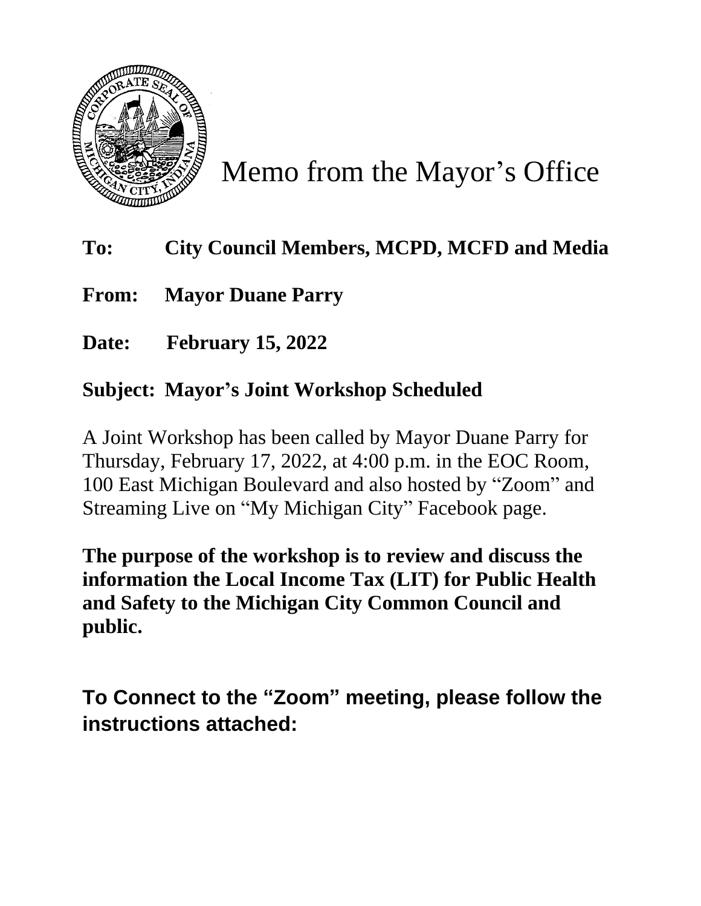# Memo from the Mayor's Office

**To: City Council Members, MCPD, MCFD and Media**

**From: Mayor Duane Parry**

**Date: February 15, 2022**

**Subject: Mayor's Joint Workshop Scheduled**

A Joint Workshop has been called by Mayor Duane Parry for Thursday, February 17, 2022, at 4:00 p.m. in the EOC Room, 100 East Michigan Boulevard and also hosted by "Zoom" and Streaming Live on "My Michigan City" Facebook page.

**The purpose of the workshop is to review and discuss the information the Local Income Tax (LIT) for Public Health and Safety to the Michigan City Common Council and public.**

**To Connect to the "Zoom" meeting, please follow the instructions attached:**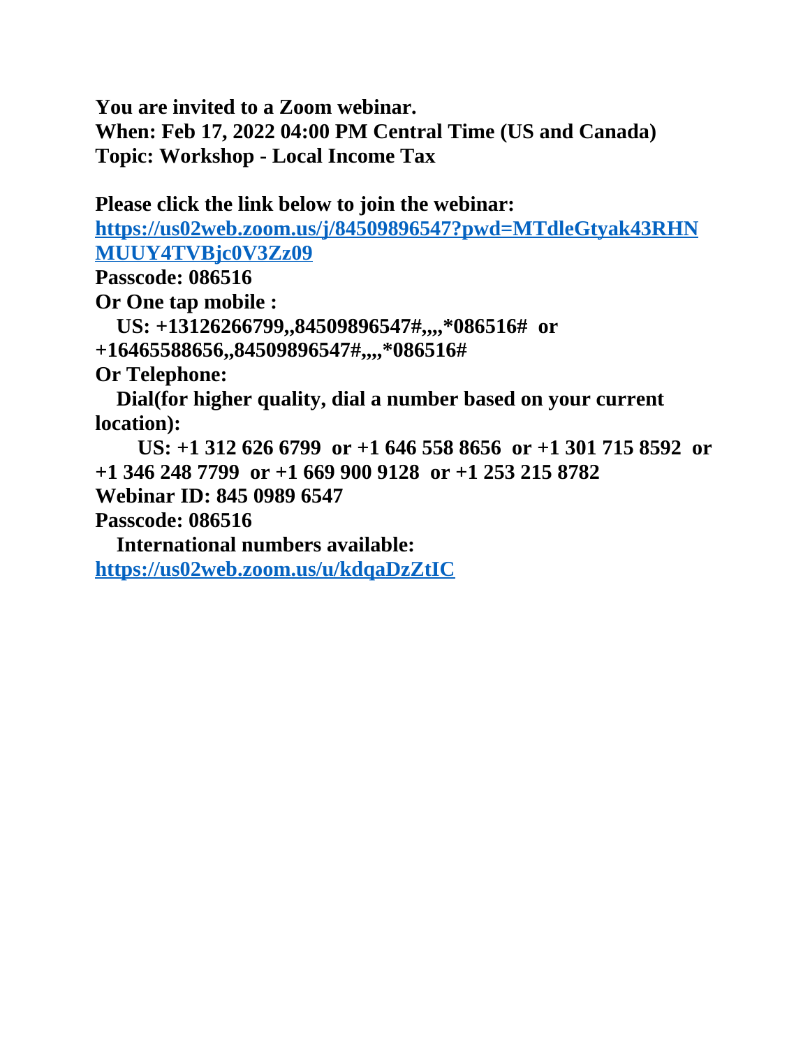**You are invited to a Zoom webinar.**
**When: Feb 17, 2022 04:00 PM Central Time (US and Canada)**
**Topic: Workshop - Local Income Tax**

**Please click the link below to join the webinar:**
**[https://us02web.zoom.us/j/84509896547?pwd=MTdleGtyak43RHNMUUY4TVBjc0V3Zz09](https://us02web.zoom.us/j/84509896547?pwd=MTdleGtyak43RHNMUUY4TVBjc0V3Zz09)**
**Passcode: 086516**
**Or One tap mobile :**
**US: +13126266799,,84509896547#,,,,*086516# or +16465588656,,84509896547#,,,,*086516#**
**Or Telephone:**
**Dial(for higher quality, dial a number based on your current location):**
**US: +1 312 626 6799 or +1 646 558 8656 or +1 301 715 8592 or +1 346 248 7799 or +1 669 900 9128 or +1 253 215 8782**
**Webinar ID: 845 0989 6547**
**Passcode: 086516**
**International numbers available:**
**[https://us02web.zoom.us/u/kdqaDzZtIC](https://us02web.zoom.us/u/kdqaDzZtIC)**